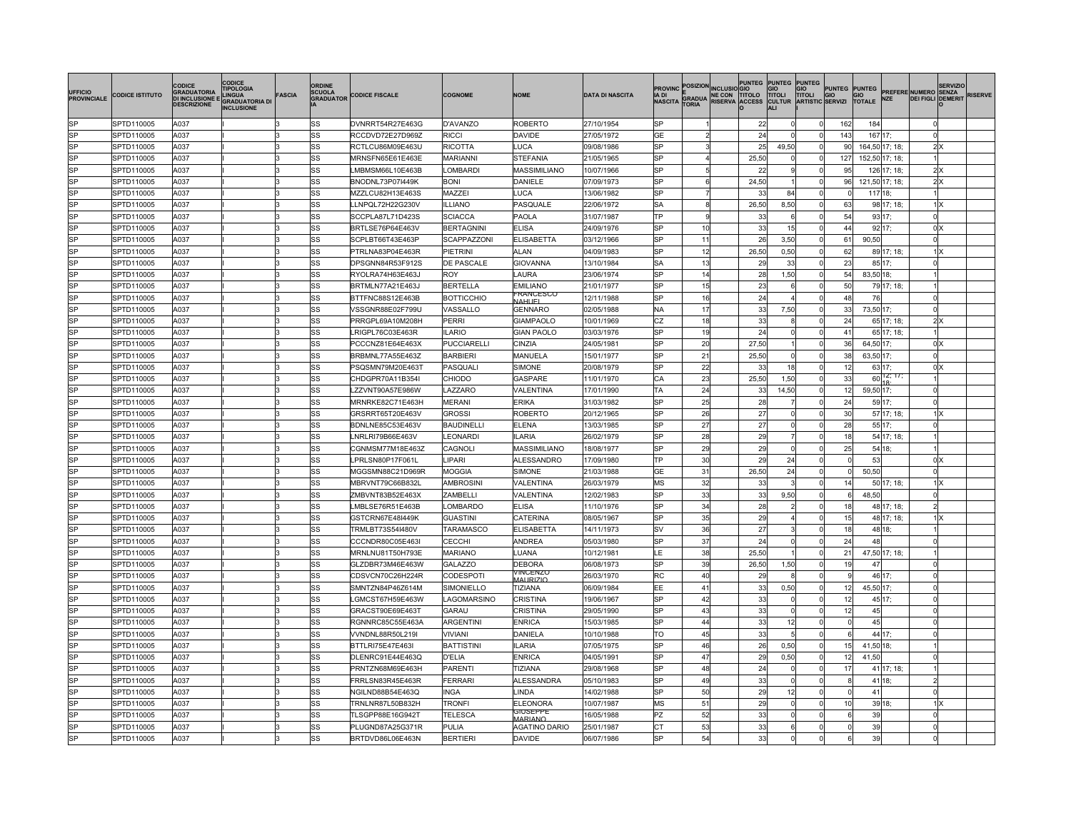| UFFICIO PROVINCIALE | CODICE ISTITUTO | CODICE GRADUATORIA DI INCLUSIONE E DESCRIZIONE | CODICE TIPOLOGIA LINGUA GRADUATORIA DI INCLUSIONE | FASCIA | ORDINE SCUOLA GRADUATORIA | CODICE FISCALE | COGNOME | NOME | DATA DI NASCITA | PROVINCIA DI NASCITA | POSIZIONE GRADUATORIA | INCLUSIONE CON RISERVA | PUNTEGGIO TITOLO ACCESSO | PUNTEGGIO TITOLI CULTURALI | PUNTEGGIO TITOLI ARTISTICI | PUNTEGGIO SERVIZI | PUNTEGGIO TOTALE | PREFERENZE | NUMERO DEI FIGLI | SERVIZIO SENZA DEMERITO | RISERVE |
|---|---|---|---|---|---|---|---|---|---|---|---|---|---|---|---|---|---|---|---|---|---|
| SP | SPTD110005 | A037 | I | 3 | SS | DVNRRT54R27E463G | D'AVANZO | ROBERTO | 27/10/1954 | SP | 1 | | 22 | 0 | 0 | 162 | 184 | | 0 | | |
| SP | SPTD110005 | A037 | I | 3 | SS | RCCDVD72E27D969Z | RICCI | DAVIDE | 27/05/1972 | GE | 2 | | 24 | 0 | 0 | 143 | 167 | 17; | 0 | | |
| SP | SPTD110005 | A037 | I | 3 | SS | RCTLCU86M09E463U | RICOTTA | LUCA | 09/08/1986 | SP | 3 | | 25 | 49,50 | 0 | 90 | 164,50 | 17; 18; | 2 | X | |
| SP | SPTD110005 | A037 | I | 3 | SS | MRNSFN65E61E463E | MARIANNI | STEFANIA | 21/05/1965 | SP | 4 | | 25,50 | 0 | 0 | 127 | 152,50 | 17; 18; | 1 | | |
| SP | SPTD110005 | A037 | I | 3 | SS | LMBMSM66L10E463B | LOMBARDI | MASSIMILIANO | 10/07/1966 | SP | 5 | | 22 | 9 | 0 | 95 | 126 | 17; 18; | 2 | X | |
| SP | SPTD110005 | A037 | I | 3 | SS | BNODNL73P07I449K | BONI | DANIELE | 07/09/1973 | SP | 6 | | 24,50 | 1 | 0 | 96 | 121,50 | 17; 18; | 2 | X | |
| SP | SPTD110005 | A037 | I | 3 | SS | MZZLCU82H13E463S | MAZZEI | LUCA | 13/06/1982 | SP | 7 | | 33 | 84 | 0 | 0 | 117 | 18; | 1 | | |
| SP | SPTD110005 | A037 | I | 3 | SS | LLNPQL72H22G230V | ILLIANO | PASQUALE | 22/06/1972 | SA | 8 | | 26,50 | 8,50 | 0 | 63 | 98 | 17; 18; | 1 | X | |
| SP | SPTD110005 | A037 | I | 3 | SS | SCCPLA87L71D423S | SCIACCA | PAOLA | 31/07/1987 | TP | 9 | | 33 | 6 | 0 | 54 | 93 | 17; | 0 | | |
| SP | SPTD110005 | A037 | I | 3 | SS | BRTLSE76P64E463V | BERTAGNINI | ELISA | 24/09/1976 | SP | 10 | | 33 | 15 | 0 | 44 | 92 | 17; | 0 | X | |
| SP | SPTD110005 | A037 | I | 3 | SS | SCPLBT66T43E463P | SCAPPAZZONI | ELISABETTA | 03/12/1966 | SP | 11 | | 26 | 3,50 | 0 | 61 | 90,50 | | 0 | | |
| SP | SPTD110005 | A037 | I | 3 | SS | PTRLNA83P04E463R | PIETRINI | ALAN | 04/09/1983 | SP | 12 | | 26,50 | 0,50 | 0 | 62 | 89 | 17; 18; | 1 | X | |
| SP | SPTD110005 | A037 | I | 3 | SS | DPSGNN84R53F912S | DE PASCALE | GIOVANNA | 13/10/1984 | SA | 13 | | 29 | 33 | 0 | 23 | 85 | 17; | 0 | | |
| SP | SPTD110005 | A037 | I | 3 | SS | RYOLRA74H63E463J | ROY | LAURA | 23/06/1974 | SP | 14 | | 28 | 1,50 | 0 | 54 | 83,50 | 18; | 1 | | |
| SP | SPTD110005 | A037 | I | 3 | SS | BRTMLN77A21E463J | BERTELLA | EMILIANO | 21/01/1977 | SP | 15 | | 23 | 6 | 0 | 50 | 79 | 17; 18; | 1 | | |
| SP | SPTD110005 | A037 | I | 3 | SS | BTTFNC88S12E463B | BOTTICCHIO | FRANCESCO NAHUEL | 12/11/1988 | SP | 16 | | 24 | 4 | 0 | 48 | 76 | | 0 | | |
| SP | SPTD110005 | A037 | I | 3 | SS | VSSGNR88E02F799U | VASSALLO | GENNARO | 02/05/1988 | NA | 17 | | 33 | 7,50 | 0 | 33 | 73,50 | 17; | 0 | | |
| SP | SPTD110005 | A037 | I | 3 | SS | PRRGPL69A10M208H | PERRI | GIAMPAOLO | 10/01/1969 | CZ | 18 | | 33 | 8 | 0 | 24 | 65 | 17; 18; | 2 | X | |
| SP | SPTD110005 | A037 | I | 3 | SS | LRIGPL76C03E463R | ILARIO | GIAN PAOLO | 03/03/1976 | SP | 19 | | 24 | 0 | 0 | 41 | 65 | 17; 18; | 1 | | |
| SP | SPTD110005 | A037 | I | 3 | SS | PCCCNZ81E64E463X | PUCCIARELLI | CINZIA | 24/05/1981 | SP | 20 | | 27,50 | 1 | 0 | 36 | 64,50 | 17; | 0 | X | |
| SP | SPTD110005 | A037 | I | 3 | SS | BRBMNL77A55E463Z | BARBIERI | MANUELA | 15/01/1977 | SP | 21 | | 25,50 | 0 | 0 | 38 | 63,50 | 17; | 0 | | |
| SP | SPTD110005 | A037 | I | 3 | SS | PSQSMN79M20E463T | PASQUALI | SIMONE | 20/08/1979 | SP | 22 | | 33 | 18 | 0 | 12 | 63 | 17; | 0 | X | |
| SP | SPTD110005 | A037 | I | 3 | SS | CHDGPR70A11B354I | CHIODO | GASPARE | 11/01/1970 | CA | 23 | | 25,50 | 1,50 | 0 | 33 | 60 | 12; 17; 18; | 1 | | |
| SP | SPTD110005 | A037 | I | 3 | SS | LZZVNT90A57E986W | LAZZARO | VALENTINA | 17/01/1990 | TA | 24 | | 33 | 14,50 | 0 | 12 | 59,50 | 17; | 0 | | |
| SP | SPTD110005 | A037 | I | 3 | SS | MRNRKE82C71E463H | MERANI | ERIKA | 31/03/1982 | SP | 25 | | 28 | 7 | 0 | 24 | 59 | 17; | 0 | | |
| SP | SPTD110005 | A037 | I | 3 | SS | GRSRRT65T20E463V | GROSSI | ROBERTO | 20/12/1965 | SP | 26 | | 27 | 0 | 0 | 30 | 57 | 17; 18; | 1 | X | |
| SP | SPTD110005 | A037 | I | 3 | SS | BDNLNE85C53E463V | BAUDINELLI | ELENA | 13/03/1985 | SP | 27 | | 27 | 0 | 0 | 28 | 55 | 17; | 0 | | |
| SP | SPTD110005 | A037 | I | 3 | SS | LNRLRI79B66E463V | LEONARDI | ILARIA | 26/02/1979 | SP | 28 | | 29 | 7 | 0 | 18 | 54 | 17; 18; | 1 | | |
| SP | SPTD110005 | A037 | I | 3 | SS | CGNMSM77M18E463Z | CAGNOLI | MASSIMILIANO | 18/08/1977 | SP | 29 | | 29 | 0 | 0 | 25 | 54 | 18; | 1 | | |
| SP | SPTD110005 | A037 | I | 3 | SS | LPRLSN80P17F061L | LIPARI | ALESSANDRO | 17/09/1980 | TP | 30 | | 29 | 24 | 0 | 0 | 53 | | 0 | X | |
| SP | SPTD110005 | A037 | I | 3 | SS | MGGSMN88C21D969R | MOGGIA | SIMONE | 21/03/1988 | GE | 31 | | 26,50 | 24 | 0 | 0 | 50,50 | | 0 | | |
| SP | SPTD110005 | A037 | I | 3 | SS | MBRVNT79C66B832L | AMBROSINI | VALENTINA | 26/03/1979 | MS | 32 | | 33 | 3 | 0 | 14 | 50 | 17; 18; | 1 | X | |
| SP | SPTD110005 | A037 | I | 3 | SS | ZMBVNT83B52E463X | ZAMBELLI | VALENTINA | 12/02/1983 | SP | 33 | | 33 | 9,50 | 0 | 6 | 48,50 | | 0 | | |
| SP | SPTD110005 | A037 | I | 3 | SS | LMBLSE76R51E463B | LOMBARDO | ELISA | 11/10/1976 | SP | 34 | | 28 | 2 | 0 | 18 | 48 | 17; 18; | 2 | | |
| SP | SPTD110005 | A037 | I | 3 | SS | GSTCRN67E48I449K | GUASTINI | CATERINA | 08/05/1967 | SP | 35 | | 29 | 4 | 0 | 15 | 48 | 17; 18; | 1 | X | |
| SP | SPTD110005 | A037 | I | 3 | SS | TRMLBT73S54I480V | TARAMASCO | ELISABETTA | 14/11/1973 | SV | 36 | | 27 | 3 | 0 | 18 | 48 | 18; | 1 | | |
| SP | SPTD110005 | A037 | I | 3 | SS | CCCNDR80C05E463I | CECCHI | ANDREA | 05/03/1980 | SP | 37 | | 24 | 0 | 0 | 24 | 48 | | 0 | | |
| SP | SPTD110005 | A037 | I | 3 | SS | MRNLNU81T50H793E | MARIANO | LUANA | 10/12/1981 | LE | 38 | | 25,50 | 1 | 0 | 21 | 47,50 | 17; 18; | 1 | | |
| SP | SPTD110005 | A037 | I | 3 | SS | GLZDBR73M46E463W | GALAZZO | DEBORA | 06/08/1973 | SP | 39 | | 26,50 | 1,50 | 0 | 19 | 47 | | 0 | | |
| SP | SPTD110005 | A037 | I | 3 | SS | CDSVCN70C26H224R | CODESPOTI | VINCENZO MAURIZIO | 26/03/1970 | RC | 40 | | 29 | 8 | 0 | 9 | 46 | 17; | 0 | | |
| SP | SPTD110005 | A037 | I | 3 | SS | SMNTZN84P46Z614M | SIMONIELLO | TIZIANA | 06/09/1984 | EE | 41 | | 33 | 0,50 | 0 | 12 | 45,50 | 17; | 0 | | |
| SP | SPTD110005 | A037 | I | 3 | SS | LGMCST67H59E463W | LAGOMARSINO | CRISTINA | 19/06/1967 | SP | 42 | | 33 | 0 | 0 | 12 | 45 | 17; | 0 | | |
| SP | SPTD110005 | A037 | I | 3 | SS | GRACST90E69E463T | GARAU | CRISTINA | 29/05/1990 | SP | 43 | | 33 | 0 | 0 | 12 | 45 | | 0 | | |
| SP | SPTD110005 | A037 | I | 3 | SS | RGNNRC85C55E463A | ARGENTINI | ENRICA | 15/03/1985 | SP | 44 | | 33 | 12 | 0 | 0 | 45 | | 0 | | |
| SP | SPTD110005 | A037 | I | 3 | SS | VVNDNL88R50L219I | VIVIANI | DANIELA | 10/10/1988 | TO | 45 | | 33 | 5 | 0 | 6 | 44 | 17; | 0 | | |
| SP | SPTD110005 | A037 | I | 3 | SS | BTTLRI75E47E463I | BATTISTINI | ILARIA | 07/05/1975 | SP | 46 | | 26 | 0,50 | 0 | 15 | 41,50 | 18; | 1 | | |
| SP | SPTD110005 | A037 | I | 3 | SS | DLENRC91E44E463Q | D'ELIA | ENRICA | 04/05/1991 | SP | 47 | | 29 | 0,50 | 0 | 12 | 41,50 | | 0 | | |
| SP | SPTD110005 | A037 | I | 3 | SS | PRNTZN68M69E463H | PARENTI | TIZIANA | 29/08/1968 | SP | 48 | | 24 | 0 | 0 | 17 | 41 | 17; 18; | 1 | | |
| SP | SPTD110005 | A037 | I | 3 | SS | FRRLSN83R45E463R | FERRARI | ALESSANDRA | 05/10/1983 | SP | 49 | | 33 | 0 | 0 | 8 | 41 | 18; | 2 | | |
| SP | SPTD110005 | A037 | I | 3 | SS | NGILND88B54E463Q | INGA | LINDA | 14/02/1988 | SP | 50 | | 29 | 12 | 0 | 0 | 41 | | 0 | | |
| SP | SPTD110005 | A037 | I | 3 | SS | TRNLNR87L50B832H | TRONFI | ELEONORA | 10/07/1987 | MS | 51 | | 29 | 0 | 0 | 10 | 39 | 18; | 1 | X | |
| SP | SPTD110005 | A037 | I | 3 | SS | TLSGPP88E16G942T | TELESCA | GIUSEPPE MARIANO | 16/05/1988 | PZ | 52 | | 33 | 0 | 0 | 6 | 39 | | 0 | | |
| SP | SPTD110005 | A037 | I | 3 | SS | PLUGND87A25G371R | PULIA | AGATINO DARIO | 25/01/1987 | CT | 53 | | 33 | 6 | 0 | 0 | 39 | | 0 | | |
| SP | SPTD110005 | A037 | I | 3 | SS | BRTDVD86L06E463N | BERTIERI | DAVIDE | 06/07/1986 | SP | 54 | | 33 | 0 | 0 | 6 | 39 | | 0 | | |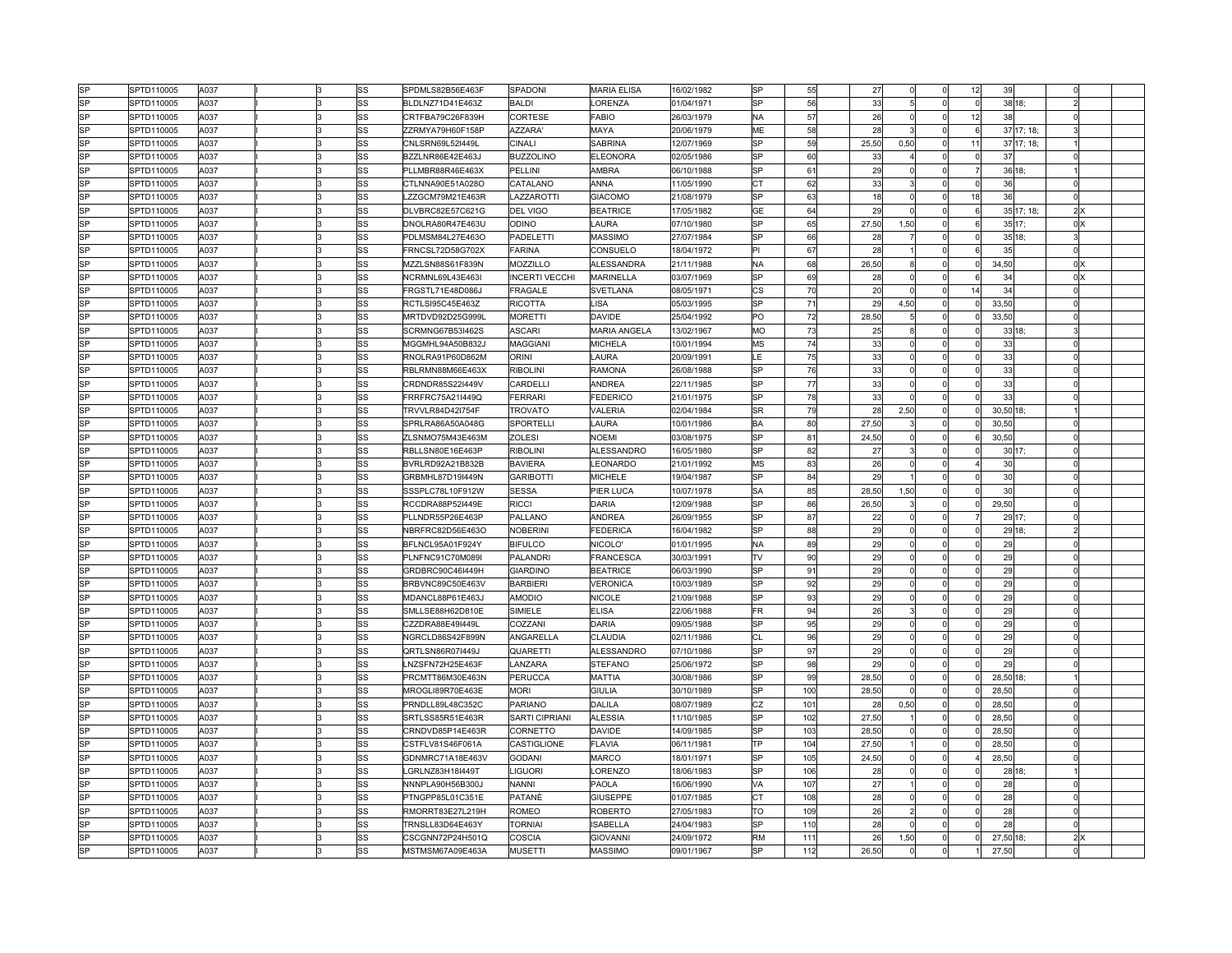| | | | | | | | | | | | | | | | | | | | | | |
|---|---|---|---|---|---|---|---|---|---|---|---|---|---|---|---|---|---|---|---|---|---|
| SP | SPTD110005 | A037 | I | 3 | SS | SPDMLS82B56E463F | SPADONI | MARIA ELISA | 16/02/1982 | SP | 55 | 27 | 0 | 0 | 12 | 39 | | 0 | | | |
| SP | SPTD110005 | A037 | I | 3 | SS | BLDLNZ71D41E463Z | BALDI | LORENZA | 01/04/1971 | SP | 56 | 33 | 5 | 0 | 0 | 38 | 18; | 2 | | | |
| SP | SPTD110005 | A037 | I | 3 | SS | CRTFBA79C26F839H | CORTESE | FABIO | 26/03/1979 | NA | 57 | 26 | 0 | 0 | 12 | 38 | | 0 | | | |
| SP | SPTD110005 | A037 | I | 3 | SS | ZZRMYA79H60F158P | AZZARA' | MAYA | 20/06/1979 | ME | 58 | 28 | 3 | 0 | 6 | 37 | 17; 18; | 3 | | | |
| SP | SPTD110005 | A037 | I | 3 | SS | CNLSRN69L52I449L | CINALI | SABRINA | 12/07/1969 | SP | 59 | 25,50 | 0,50 | 0 | 11 | 37 | 17; 18; | 1 | | | |
| SP | SPTD110005 | A037 | I | 3 | SS | BZZLNR86E42E463J | BUZZOLINO | ELEONORA | 02/05/1986 | SP | 60 | 33 | 4 | 0 | 0 | 37 | | 0 | | | |
| SP | SPTD110005 | A037 | I | 3 | SS | PLLMBR88R46E463X | PELLINI | AMBRA | 06/10/1988 | SP | 61 | 29 | 0 | 0 | 7 | 36 | 18; | 1 | | | |
| SP | SPTD110005 | A037 | I | 3 | SS | CTLNNA90E51A028O | CATALANO | ANNA | 11/05/1990 | CT | 62 | 33 | 3 | 0 | 0 | 36 | | 0 | | | |
| SP | SPTD110005 | A037 | I | 3 | SS | LZZGCM79M21E463R | LAZZAROTTI | GIACOMO | 21/08/1979 | SP | 63 | 18 | 0 | 0 | 18 | 36 | | 0 | | | |
| SP | SPTD110005 | A037 | I | 3 | SS | DLVBRC82E57C621G | DEL VIGO | BEATRICE | 17/05/1982 | GE | 64 | 29 | 0 | 0 | 6 | 35 | 17; 18; | 2 | X | | |
| SP | SPTD110005 | A037 | I | 3 | SS | DNOLRA80R47E463U | ODINO | LAURA | 07/10/1980 | SP | 65 | 27,50 | 1,50 | 0 | 6 | 35 | 17; | 0 | X | | |
| SP | SPTD110005 | A037 | I | 3 | SS | PDLMSM84L27E463O | PADELETTI | MASSIMO | 27/07/1984 | SP | 66 | 28 | 7 | 0 | 0 | 35 | 18; | 3 | | | |
| SP | SPTD110005 | A037 | I | 3 | SS | FRNCSL72D58G702X | FARINA | CONSUELO | 18/04/1972 | PI | 67 | 28 | 1 | 0 | 6 | 35 | | 0 | | | |
| SP | SPTD110005 | A037 | I | 3 | SS | MZZLSN88S61F839N | MOZZILLO | ALESSANDRA | 21/11/1988 | NA | 68 | 26,50 | 8 | 0 | 0 | 34,50 | | 0 | X | | |
| SP | SPTD110005 | A037 | I | 3 | SS | NCRMNL69L43E463I | INCERTI VECCHI | MARINELLA | 03/07/1969 | SP | 69 | 28 | 0 | 0 | 6 | 34 | | 0 | X | | |
| SP | SPTD110005 | A037 | I | 3 | SS | FRGSTL71E48D086J | FRAGALE | SVETLANA | 08/05/1971 | CS | 70 | 20 | 0 | 0 | 14 | 34 | | 0 | | | |
| SP | SPTD110005 | A037 | I | 3 | SS | RCTLSI95C45E463Z | RICOTTA | LISA | 05/03/1995 | SP | 71 | 29 | 4,50 | 0 | 0 | 33,50 | | 0 | | | |
| SP | SPTD110005 | A037 | I | 3 | SS | MRTDVD92D25G999L | MORETTI | DAVIDE | 25/04/1992 | PO | 72 | 28,50 | 5 | 0 | 0 | 33,50 | | 0 | | | |
| SP | SPTD110005 | A037 | I | 3 | SS | SCRMNG67B53I462S | ASCARI | MARIA ANGELA | 13/02/1967 | MO | 73 | 25 | 8 | 0 | 0 | 33 | 18; | 3 | | | |
| SP | SPTD110005 | A037 | I | 3 | SS | MGGMHL94A50B832J | MAGGIANI | MICHELA | 10/01/1994 | MS | 74 | 33 | 0 | 0 | 0 | 33 | | 0 | | | |
| SP | SPTD110005 | A037 | I | 3 | SS | RNOLRA91P60D862M | ORINI | LAURA | 20/09/1991 | LE | 75 | 33 | 0 | 0 | 0 | 33 | | 0 | | | |
| SP | SPTD110005 | A037 | I | 3 | SS | RBLRMN88M66E463X | RIBOLINI | RAMONA | 26/08/1988 | SP | 76 | 33 | 0 | 0 | 0 | 33 | | 0 | | | |
| SP | SPTD110005 | A037 | I | 3 | SS | CRDNDR85S22I449V | CARDELLI | ANDREA | 22/11/1985 | SP | 77 | 33 | 0 | 0 | 0 | 33 | | 0 | | | |
| SP | SPTD110005 | A037 | I | 3 | SS | FRRFRC75A21I449Q | FERRARI | FEDERICO | 21/01/1975 | SP | 78 | 33 | 0 | 0 | 0 | 33 | | 0 | | | |
| SP | SPTD110005 | A037 | I | 3 | SS | TRVVLR84D42I754F | TROVATO | VALERIA | 02/04/1984 | SR | 79 | 28 | 2,50 | 0 | 0 | 30,50 | 18; | 1 | | | |
| SP | SPTD110005 | A037 | I | 3 | SS | SPRLRA86A50A048G | SPORTELLI | LAURA | 10/01/1986 | BA | 80 | 27,50 | 3 | 0 | 0 | 30,50 | | 0 | | | |
| SP | SPTD110005 | A037 | I | 3 | SS | ZLSNMO75M43E463M | ZOLESI | NOEMI | 03/08/1975 | SP | 81 | 24,50 | 0 | 0 | 6 | 30,50 | | 0 | | | |
| SP | SPTD110005 | A037 | I | 3 | SS | RBLLSN80E16E463P | RIBOLINI | ALESSANDRO | 16/05/1980 | SP | 82 | 27 | 3 | 0 | 0 | 30 | 17; | 0 | | | |
| SP | SPTD110005 | A037 | I | 3 | SS | BVRLRD92A21B832B | BAVIERA | LEONARDO | 21/01/1992 | MS | 83 | 26 | 0 | 0 | 4 | 30 | | 0 | | | |
| SP | SPTD110005 | A037 | I | 3 | SS | GRBMHL87D19I449N | GARIBOTTI | MICHELE | 19/04/1987 | SP | 84 | 29 | 1 | 0 | 0 | 30 | | 0 | | | |
| SP | SPTD110005 | A037 | I | 3 | SS | SSSPLC78L10F912W | SESSA | PIER LUCA | 10/07/1978 | SA | 85 | 28,50 | 1,50 | 0 | 0 | 30 | | 0 | | | |
| SP | SPTD110005 | A037 | I | 3 | SS | RCCDRA88P52I449E | RICCI | DARIA | 12/09/1988 | SP | 86 | 26,50 | 3 | 0 | 0 | 29,50 | | 0 | | | |
| SP | SPTD110005 | A037 | I | 3 | SS | PLLNDR55P26E463P | PALLANO | ANDREA | 26/09/1955 | SP | 87 | 22 | 0 | 0 | 7 | 29 | 17; | 0 | | | |
| SP | SPTD110005 | A037 | I | 3 | SS | NBRFRC82D56E463O | NOBERINI | FEDERICA | 16/04/1982 | SP | 88 | 29 | 0 | 0 | 0 | 29 | 18; | 2 | | | |
| SP | SPTD110005 | A037 | I | 3 | SS | BFLNCL95A01F924Y | BIFULCO | NICOLO' | 01/01/1995 | NA | 89 | 29 | 0 | 0 | 0 | 29 | | 0 | | | |
| SP | SPTD110005 | A037 | I | 3 | SS | PLNFNC91C70M089I | PALANDRI | FRANCESCA | 30/03/1991 | TV | 90 | 29 | 0 | 0 | 0 | 29 | | 0 | | | |
| SP | SPTD110005 | A037 | I | 3 | SS | GRDBRC90C46I449H | GIARDINO | BEATRICE | 06/03/1990 | SP | 91 | 29 | 0 | 0 | 0 | 29 | | 0 | | | |
| SP | SPTD110005 | A037 | I | 3 | SS | BRBVNC89C50E463V | BARBIERI | VERONICA | 10/03/1989 | SP | 92 | 29 | 0 | 0 | 0 | 29 | | 0 | | | |
| SP | SPTD110005 | A037 | I | 3 | SS | MDANCL88P61E463J | AMODIO | NICOLE | 21/09/1988 | SP | 93 | 29 | 0 | 0 | 0 | 29 | | 0 | | | |
| SP | SPTD110005 | A037 | I | 3 | SS | SMLLSE88H62D810E | SIMIELE | ELISA | 22/06/1988 | FR | 94 | 26 | 3 | 0 | 0 | 29 | | 0 | | | |
| SP | SPTD110005 | A037 | I | 3 | SS | CZZDRA88E49I449L | COZZANI | DARIA | 09/05/1988 | SP | 95 | 29 | 0 | 0 | 0 | 29 | | 0 | | | |
| SP | SPTD110005 | A037 | I | 3 | SS | NGRCLD86S42F899N | ANGARELLA | CLAUDIA | 02/11/1986 | CL | 96 | 29 | 0 | 0 | 0 | 29 | | 0 | | | |
| SP | SPTD110005 | A037 | I | 3 | SS | QRTLSN86R07I449J | QUARETTI | ALESSANDRO | 07/10/1986 | SP | 97 | 29 | 0 | 0 | 0 | 29 | | 0 | | | |
| SP | SPTD110005 | A037 | I | 3 | SS | LNZSFN72H25E463F | LANZARA | STEFANO | 25/06/1972 | SP | 98 | 29 | 0 | 0 | 0 | 29 | | 0 | | | |
| SP | SPTD110005 | A037 | I | 3 | SS | PRCMTT86M30E463N | PERUCCA | MATTIA | 30/08/1986 | SP | 99 | 28,50 | 0 | 0 | 0 | 28,50 | 18; | 1 | | | |
| SP | SPTD110005 | A037 | I | 3 | SS | MROGLI89R70E463E | MORI | GIULIA | 30/10/1989 | SP | 100 | 28,50 | 0 | 0 | 0 | 28,50 | | 0 | | | |
| SP | SPTD110005 | A037 | I | 3 | SS | PRNDLL89L48C352C | PARIANO | DALILA | 08/07/1989 | CZ | 101 | 28 | 0,50 | 0 | 0 | 28,50 | | 0 | | | |
| SP | SPTD110005 | A037 | I | 3 | SS | SRTLSS85R51E463R | SARTI CIPRIANI | ALESSIA | 11/10/1985 | SP | 102 | 27,50 | 1 | 0 | 0 | 28,50 | | 0 | | | |
| SP | SPTD110005 | A037 | I | 3 | SS | CRNDVD85P14E463R | CORNETTO | DAVIDE | 14/09/1985 | SP | 103 | 28,50 | 0 | 0 | 0 | 28,50 | | 0 | | | |
| SP | SPTD110005 | A037 | I | 3 | SS | CSTFLV81S46F061A | CASTIGLIONE | FLAVIA | 06/11/1981 | TP | 104 | 27,50 | 1 | 0 | 0 | 28,50 | | 0 | | | |
| SP | SPTD110005 | A037 | I | 3 | SS | GDNMRC71A18E463V | GODANI | MARCO | 18/01/1971 | SP | 105 | 24,50 | 0 | 0 | 4 | 28,50 | | 0 | | | |
| SP | SPTD110005 | A037 | I | 3 | SS | LGRLNZ83H18I449T | LIGUORI | LORENZO | 18/06/1983 | SP | 106 | 28 | 0 | 0 | 0 | 28 | 18; | 1 | | | |
| SP | SPTD110005 | A037 | I | 3 | SS | NNNPLA90H56B300J | NANNI | PAOLA | 16/06/1990 | VA | 107 | 27 | 1 | 0 | 0 | 28 | | 0 | | | |
| SP | SPTD110005 | A037 | I | 3 | SS | PTNGPP85L01C351E | PATANÈ | GIUSEPPE | 01/07/1985 | CT | 108 | 28 | 0 | 0 | 0 | 28 | | 0 | | | |
| SP | SPTD110005 | A037 | I | 3 | SS | RMORRT83E27L219H | ROMEO | ROBERTO | 27/05/1983 | TO | 109 | 26 | 2 | 0 | 0 | 28 | | 0 | | | |
| SP | SPTD110005 | A037 | I | 3 | SS | TRNSLL83D64E463Y | TORNIAI | ISABELLA | 24/04/1983 | SP | 110 | 28 | 0 | 0 | 0 | 28 | | 0 | | | |
| SP | SPTD110005 | A037 | I | 3 | SS | CSCGNN72P24H501Q | COSCIA | GIOVANNI | 24/09/1972 | RM | 111 | 26 | 1,50 | 0 | 0 | 27,50 | 18; | 2 | X | | |
| SP | SPTD110005 | A037 | I | 3 | SS | MSTMSM67A09E463A | MUSETTI | MASSIMO | 09/01/1967 | SP | 112 | 26,50 | 0 | 0 | 1 | 27,50 | | 0 | | | |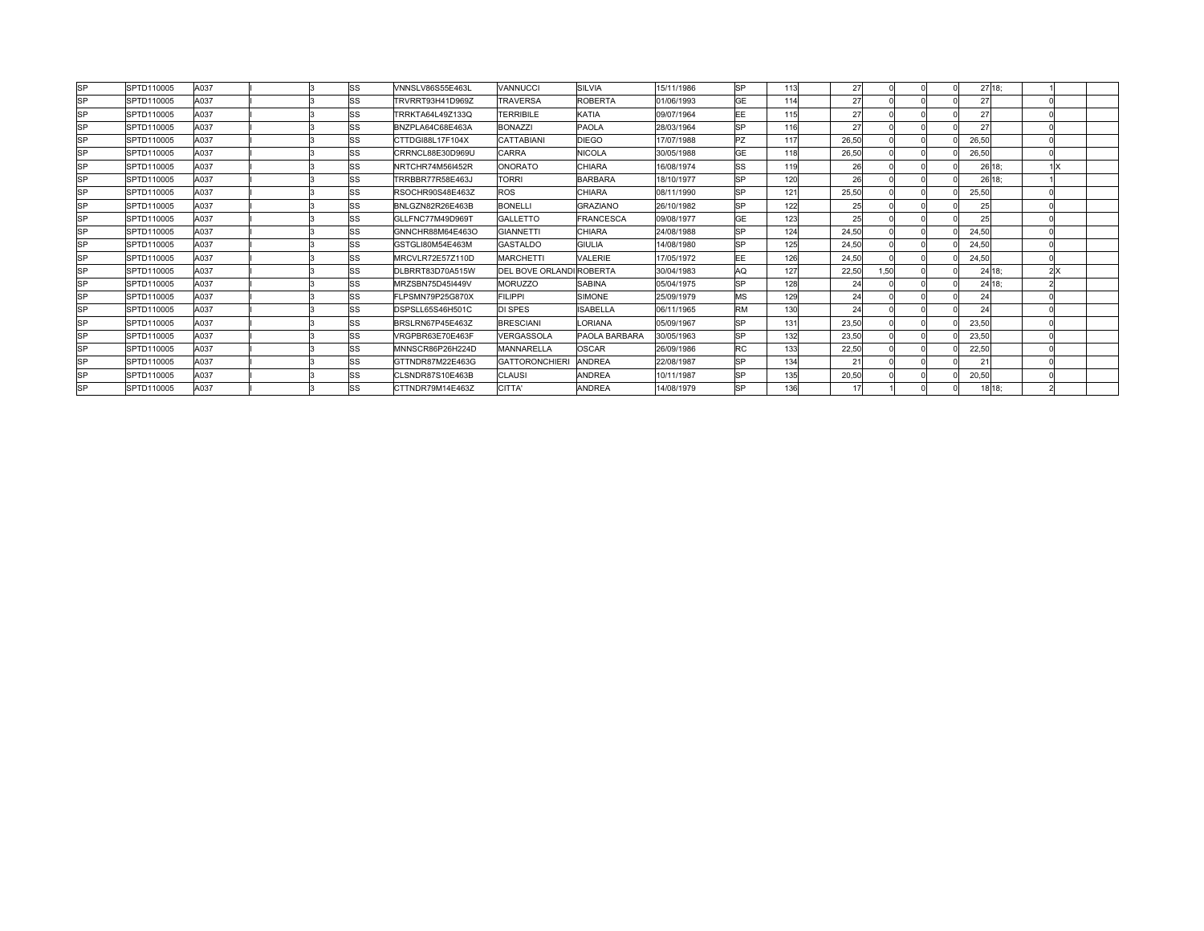| | | | | | | | | | | | | | | | | | | | | |
|---|---|---|---|---|---|---|---|---|---|---|---|---|---|---|---|---|---|---|---|---|
| SP | SPTD110005 | A037 | I | 3 | SS | VNNSLV86S55E463L | VANNUCCI | SILVIA | 15/11/1986 | SP | 113 | 27 | 0 | 0 | 0 | 27 | 18; | 1 | | |
| SP | SPTD110005 | A037 | I | 3 | SS | TRVRRT93H41D969Z | TRAVERSA | ROBERTA | 01/06/1993 | GE | 114 | 27 | 0 | 0 | 0 | 27 | | 0 | | |
| SP | SPTD110005 | A037 | I | 3 | SS | TRRKTA64L49Z133Q | TERRIBILE | KATIA | 09/07/1964 | EE | 115 | 27 | 0 | 0 | 0 | 27 | | 0 | | |
| SP | SPTD110005 | A037 | I | 3 | SS | BNZPLA64C68E463A | BONAZZI | PAOLA | 28/03/1964 | SP | 116 | 27 | 0 | 0 | 0 | 27 | | 0 | | |
| SP | SPTD110005 | A037 | I | 3 | SS | CTTDGI88L17F104X | CATTABIANI | DIEGO | 17/07/1988 | PZ | 117 | 26,50 | 0 | 0 | 0 | 26,50 | | 0 | | |
| SP | SPTD110005 | A037 | I | 3 | SS | CRRNCL88E30D969U | CARRA | NICOLA | 30/05/1988 | GE | 118 | 26,50 | 0 | 0 | 0 | 26,50 | | 0 | | |
| SP | SPTD110005 | A037 | I | 3 | SS | NRTCHR74M56I452R | ONORATO | CHIARA | 16/08/1974 | SS | 119 | 26 | 0 | 0 | 0 | 26 | 18; | 1 | X | |
| SP | SPTD110005 | A037 | I | 3 | SS | TRRBBR77R58E463J | TORRI | BARBARA | 18/10/1977 | SP | 120 | 26 | 0 | 0 | 0 | 26 | 18; | 1 | | |
| SP | SPTD110005 | A037 | I | 3 | SS | RSOCHR90S48E463Z | ROS | CHIARA | 08/11/1990 | SP | 121 | 25,50 | 0 | 0 | 0 | 25,50 | | 0 | | |
| SP | SPTD110005 | A037 | I | 3 | SS | BNLGZN82R26E463B | BONELLI | GRAZIANO | 26/10/1982 | SP | 122 | 25 | 0 | 0 | 0 | 25 | | 0 | | |
| SP | SPTD110005 | A037 | I | 3 | SS | GLLFNC77M49D969T | GALLETTO | FRANCESCA | 09/08/1977 | GE | 123 | 25 | 0 | 0 | 0 | 25 | | 0 | | |
| SP | SPTD110005 | A037 | I | 3 | SS | GNNCHR88M64E463O | GIANNETTI | CHIARA | 24/08/1988 | SP | 124 | 24,50 | 0 | 0 | 0 | 24,50 | | 0 | | |
| SP | SPTD110005 | A037 | I | 3 | SS | GSTGLI80M54E463M | GASTALDO | GIULIA | 14/08/1980 | SP | 125 | 24,50 | 0 | 0 | 0 | 24,50 | | 0 | | |
| SP | SPTD110005 | A037 | I | 3 | SS | MRCVLR72E57Z110D | MARCHETTI | VALERIE | 17/05/1972 | EE | 126 | 24,50 | 0 | 0 | 0 | 24,50 | | 0 | | |
| SP | SPTD110005 | A037 | I | 3 | SS | DLBRRT83D70A515W | DEL BOVE ORLANDI | ROBERTA | 30/04/1983 | AQ | 127 | 22,50 | 1,50 | 0 | 0 | 24 | 18; | 2 | X | |
| SP | SPTD110005 | A037 | I | 3 | SS | MRZSBN75D45I449V | MORUZZO | SABINA | 05/04/1975 | SP | 128 | 24 | 0 | 0 | 0 | 24 | 18; | 2 | | |
| SP | SPTD110005 | A037 | I | 3 | SS | FLPSMN79P25G870X | FILIPPI | SIMONE | 25/09/1979 | MS | 129 | 24 | 0 | 0 | 0 | 24 | | 0 | | |
| SP | SPTD110005 | A037 | I | 3 | SS | DSPSLL65S46H501C | DI SPES | ISABELLA | 06/11/1965 | RM | 130 | 24 | 0 | 0 | 0 | 24 | | 0 | | |
| SP | SPTD110005 | A037 | I | 3 | SS | BRSLRN67P45E463Z | BRESCIANI | LORIANA | 05/09/1967 | SP | 131 | 23,50 | 0 | 0 | 0 | 23,50 | | 0 | | |
| SP | SPTD110005 | A037 | I | 3 | SS | VRGPBR63E70E463F | VERGASSOLA | PAOLA BARBARA | 30/05/1963 | SP | 132 | 23,50 | 0 | 0 | 0 | 23,50 | | 0 | | |
| SP | SPTD110005 | A037 | I | 3 | SS | MNNSCR86P26H224D | MANNARELLA | OSCAR | 26/09/1986 | RC | 133 | 22,50 | 0 | 0 | 0 | 22,50 | | 0 | | |
| SP | SPTD110005 | A037 | I | 3 | SS | GTTNDR87M22E463G | GATTORONCHIERI | ANDREA | 22/08/1987 | SP | 134 | 21 | 0 | 0 | 0 | 21 | | 0 | | |
| SP | SPTD110005 | A037 | I | 3 | SS | CLSNDR87S10E463B | CLAUSI | ANDREA | 10/11/1987 | SP | 135 | 20,50 | 0 | 0 | 0 | 20,50 | | 0 | | |
| SP | SPTD110005 | A037 | I | 3 | SS | CTTNDR79M14E463Z | CITTA' | ANDREA | 14/08/1979 | SP | 136 | 17 | 1 | 0 | 0 | 18 | 18; | 2 | | |